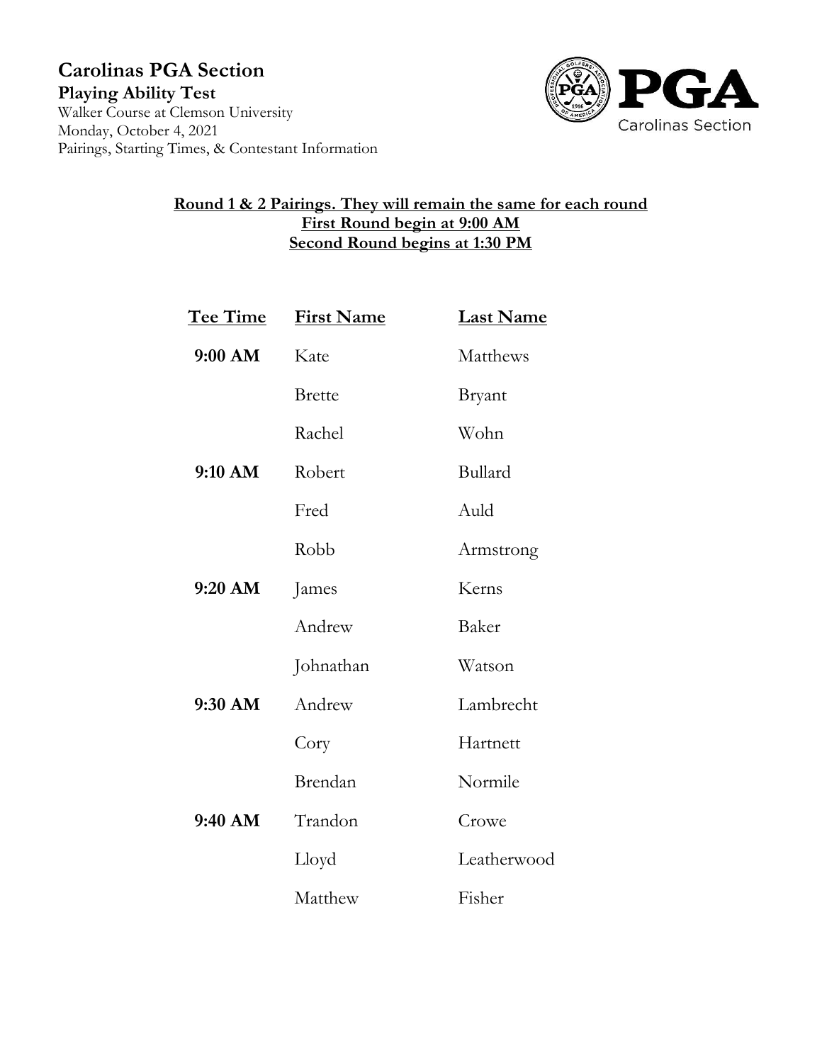# Carolinas PGA Section

**Playing Ability Test**

Walker Course at Clemson University
Monday, October 4, 2021
Pairings, Starting Times, & Contestant Information

PGA Carolinas Section

**Round 1 & 2 Pairings. They will remain the same for each round**
**First Round begin at 9:00 AM**
**Second Round begins at 1:30 PM**

| Tee Time | First Name | Last Name |
|---|---|---|
| **9:00 AM** | Kate | Matthews |
| | Brette | Bryant |
| | Rachel | Wohn |
| **9:10 AM** | Robert | Bullard |
| | Fred | Auld |
| | Robb | Armstrong |
| **9:20 AM** | James | Kerns |
| | Andrew | Baker |
| | Johnathan | Watson |
| **9:30 AM** | Andrew | Lambrecht |
| | Cory | Hartnett |
| | Brendan | Normile |
| **9:40 AM** | Trandon | Crowe |
| | Lloyd | Leatherwood |
| | Matthew | Fisher |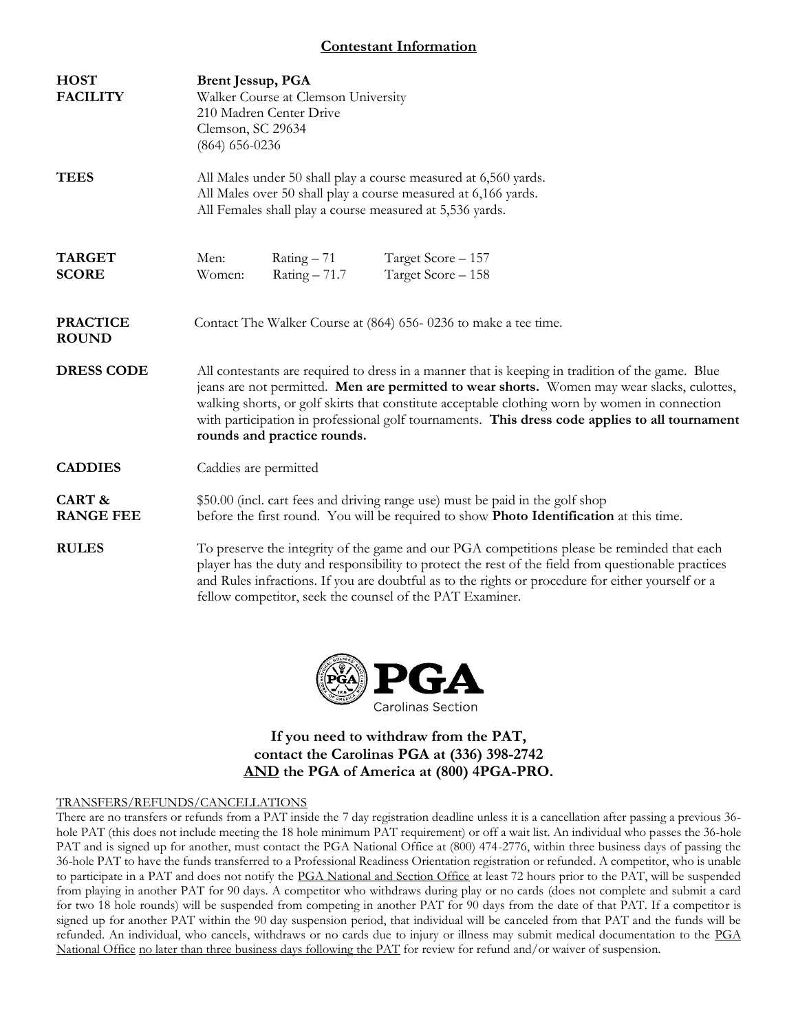## Contestant Information

**HOST FACILITY**

**Brent Jessup, PGA**
Walker Course at Clemson University
210 Madren Center Drive
Clemson, SC 29634
(864) 656-0236

**TEES**

All Males under 50 shall play a course measured at 6,560 yards.
All Males over 50 shall play a course measured at 6,166 yards.
All Females shall play a course measured at 5,536 yards.

**TARGET SCORE**

| | | |
|---|---|---|
| Men: | Rating – 71 | Target Score – 157 |
| Women: | Rating – 71.7 | Target Score – 158 |

**PRACTICE ROUND**

Contact The Walker Course at (864) 656- 0236 to make a tee time.

**DRESS CODE**

All contestants are required to dress in a manner that is keeping in tradition of the game. Blue jeans are not permitted. **Men are permitted to wear shorts.** Women may wear slacks, culottes, walking shorts, or golf skirts that constitute acceptable clothing worn by women in connection with participation in professional golf tournaments. **This dress code applies to all tournament rounds and practice rounds.**

**CADDIES**

Caddies are permitted

**CART & RANGE FEE**

$50.00 (incl. cart fees and driving range use) must be paid in the golf shop before the first round. You will be required to show **Photo Identification** at this time.

**RULES**

To preserve the integrity of the game and our PGA competitions please be reminded that each player has the duty and responsibility to protect the rest of the field from questionable practices and Rules infractions. If you are doubtful as to the rights or procedure for either yourself or a fellow competitor, seek the counsel of the PAT Examiner.

PGA
Carolinas Section

**If you need to withdraw from the PAT, contact the Carolinas PGA at (336) 398-2742 AND the PGA of America at (800) 4PGA-PRO.**

TRANSFERS/REFUNDS/CANCELLATIONS

There are no transfers or refunds from a PAT inside the 7 day registration deadline unless it is a cancellation after passing a previous 36-hole PAT (this does not include meeting the 18 hole minimum PAT requirement) or off a wait list. An individual who passes the 36-hole PAT and is signed up for another, must contact the PGA National Office at (800) 474-2776, within three business days of passing the 36-hole PAT to have the funds transferred to a Professional Readiness Orientation registration or refunded. A competitor, who is unable to participate in a PAT and does not notify the PGA National and Section Office at least 72 hours prior to the PAT, will be suspended from playing in another PAT for 90 days. A competitor who withdraws during play or no cards (does not complete and submit a card for two 18 hole rounds) will be suspended from competing in another PAT for 90 days from the date of that PAT. If a competitor is signed up for another PAT within the 90 day suspension period, that individual will be canceled from that PAT and the funds will be refunded. An individual, who cancels, withdraws or no cards due to injury or illness may submit medical documentation to the PGA National Office no later than three business days following the PAT for review for refund and/or waiver of suspension.